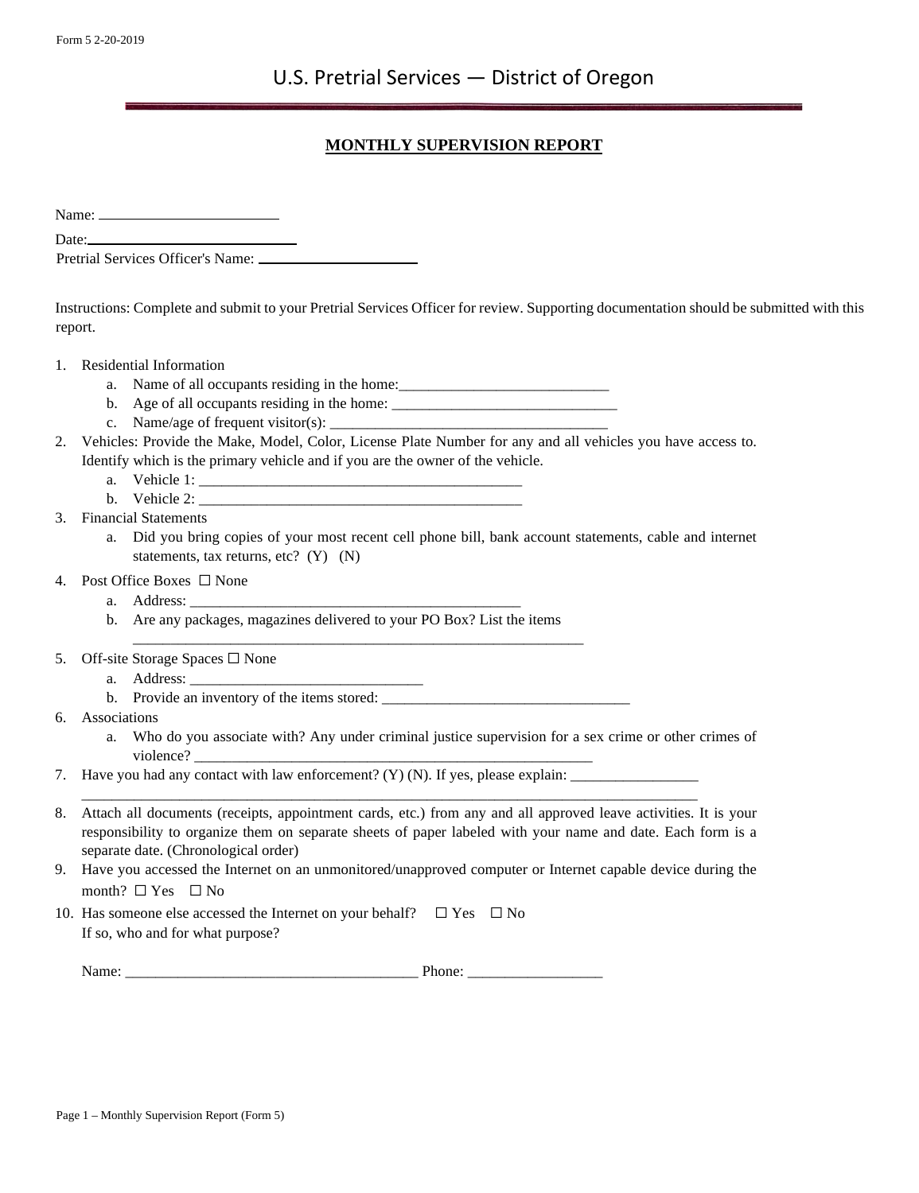Form 5 2-20-2019

# U.S. Pretrial Services — District of Oregon

## MONTHLY SUPERVISION REPORT

Name: ________________________

Date: ______________________________

Pretrial Services Officer's Name: ______________________

Instructions: Complete and submit to your Pretrial Services Officer for review. Supporting documentation should be submitted with this report.

1. Residential Information
   a. Name of all occupants residing in the home:____________________________
   b. Age of all occupants residing in the home: _______________________________
   c. Name/age of frequent visitor(s): ____________________________________
2. Vehicles: Provide the Make, Model, Color, License Plate Number for any and all vehicles you have access to. Identify which is the primary vehicle and if you are the owner of the vehicle.
   a. Vehicle 1: ____________________________________________
   b. Vehicle 2: ____________________________________________
3. Financial Statements
   a. Did you bring copies of your most recent cell phone bill, bank account statements, cable and internet statements, tax returns, etc? (Y) (N)
4. Post Office Boxes ☐ None
   a. Address: ____________________________________________
   b. Are any packages, magazines delivered to your PO Box? List the items
   ______________________________________________________________
5. Off-site Storage Spaces ☐ None
   a. Address: _______________________________
   b. Provide an inventory of the items stored: _________________________________
6. Associations
   a. Who do you associate with? Any under criminal justice supervision for a sex crime or other crimes of violence? ______________________________________________________
7. Have you had any contact with law enforcement? (Y) (N). If yes, please explain: _________________
   ____________________________________________________________________________________
8. Attach all documents (receipts, appointment cards, etc.) from any and all approved leave activities. It is your responsibility to organize them on separate sheets of paper labeled with your name and date. Each form is a separate date. (Chronological order)
9. Have you accessed the Internet on an unmonitored/unapproved computer or Internet capable device during the month? ☐ Yes ☐ No
10. Has someone else accessed the Internet on your behalf? ☐ Yes ☐ No
    If so, who and for what purpose?

    Name: _______________________________________ Phone: __________________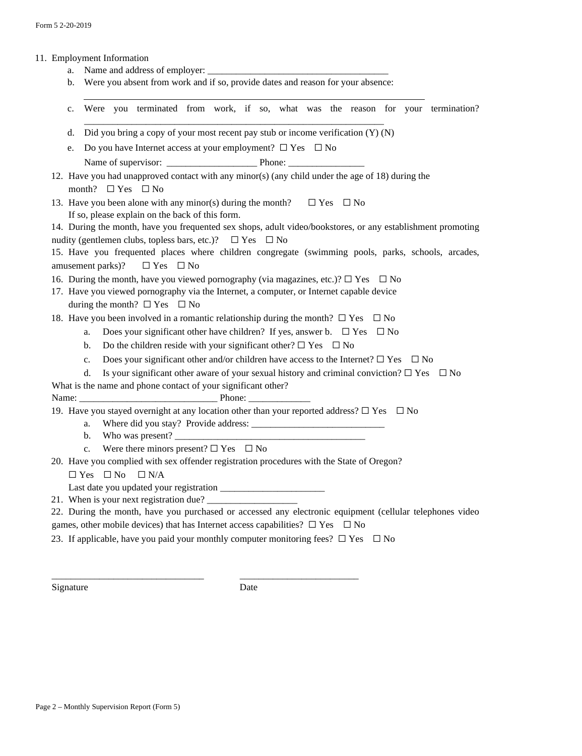11. Employment Information
    a. Name and address of employer: _____________________________________
    b. Were you absent from work and if so, provide dates and reason for your absence: ______________________________________________________________________
    c. Were you terminated from work, if so, what was the reason for your termination? ______________________________________________________________
    d. Did you bring a copy of your most recent pay stub or income verification (Y) (N)
    e. Do you have Internet access at your employment? ☐ Yes ☐ No
       Name of supervisor: __________________ Phone: ________________
12. Have you had unapproved contact with any minor(s) (any child under the age of 18) during the month? ☐ Yes ☐ No
13. Have you been alone with any minor(s) during the month? ☐ Yes ☐ No
    If so, please explain on the back of this form.
14. During the month, have you frequented sex shops, adult video/bookstores, or any establishment promoting nudity (gentlemen clubs, topless bars, etc.)? ☐ Yes ☐ No
15. Have you frequented places where children congregate (swimming pools, parks, schools, arcades, amusement parks)? ☐ Yes ☐ No
16. During the month, have you viewed pornography (via magazines, etc.)? ☐ Yes ☐ No
17. Have you viewed pornography via the Internet, a computer, or Internet capable device during the month? ☐ Yes ☐ No
18. Have you been involved in a romantic relationship during the month? ☐ Yes ☐ No
    a. Does your significant other have children? If yes, answer b. ☐ Yes ☐ No
    b. Do the children reside with your significant other? ☐ Yes ☐ No
    c. Does your significant other and/or children have access to the Internet? ☐ Yes ☐ No
    d. Is your significant other aware of your sexual history and criminal conviction? ☐ Yes ☐ No

    What is the name and phone contact of your significant other?
    Name: ____________________________ Phone: _____________
19. Have you stayed overnight at any location other than your reported address? ☐ Yes ☐ No
    a. Where did you stay? Provide address: ____________________________
    b. Who was present? _________________________________________
    c. Were there minors present? ☐ Yes ☐ No
20. Have you complied with sex offender registration procedures with the State of Oregon?
    ☐ Yes ☐ No ☐ N/A
    Last date you updated your registration ______________________
21. When is your next registration due? ___________________
22. During the month, have you purchased or accessed any electronic equipment (cellular telephones video games, other mobile devices) that has Internet access capabilities? ☐ Yes ☐ No
23. If applicable, have you paid your monthly computer monitoring fees? ☐ Yes ☐ No

________________________________ ________________________
Signature Date